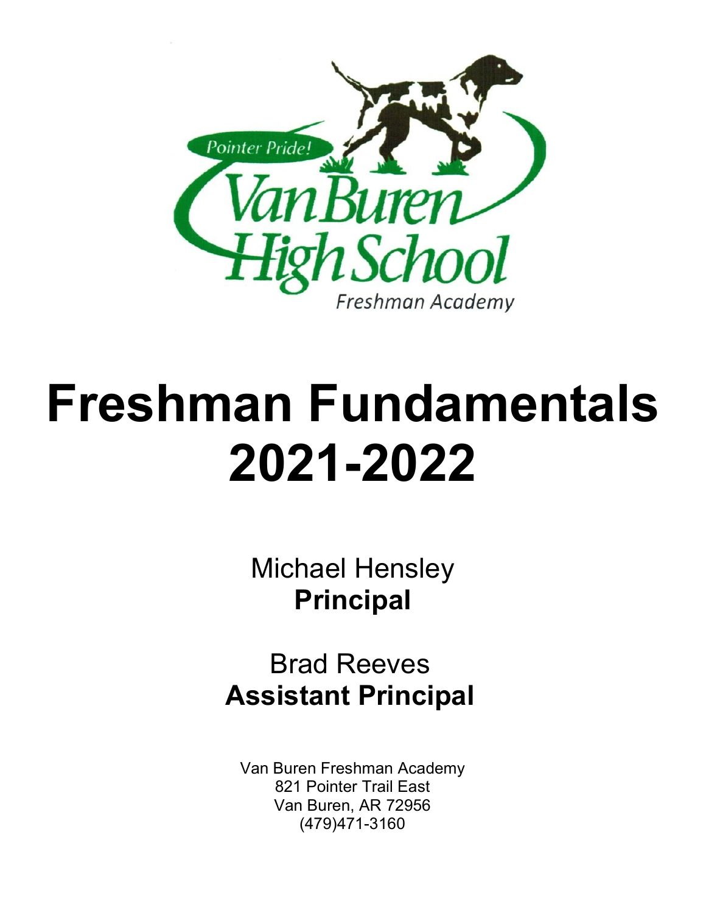Pointer Pride!

Van Buren High School

Freshman Academy

# Freshman Fundamentals 2021-2022

Michael Hensley
**Principal**

Brad Reeves
**Assistant Principal**

Van Buren Freshman Academy
821 Pointer Trail East
Van Buren, AR 72956
(479)471-3160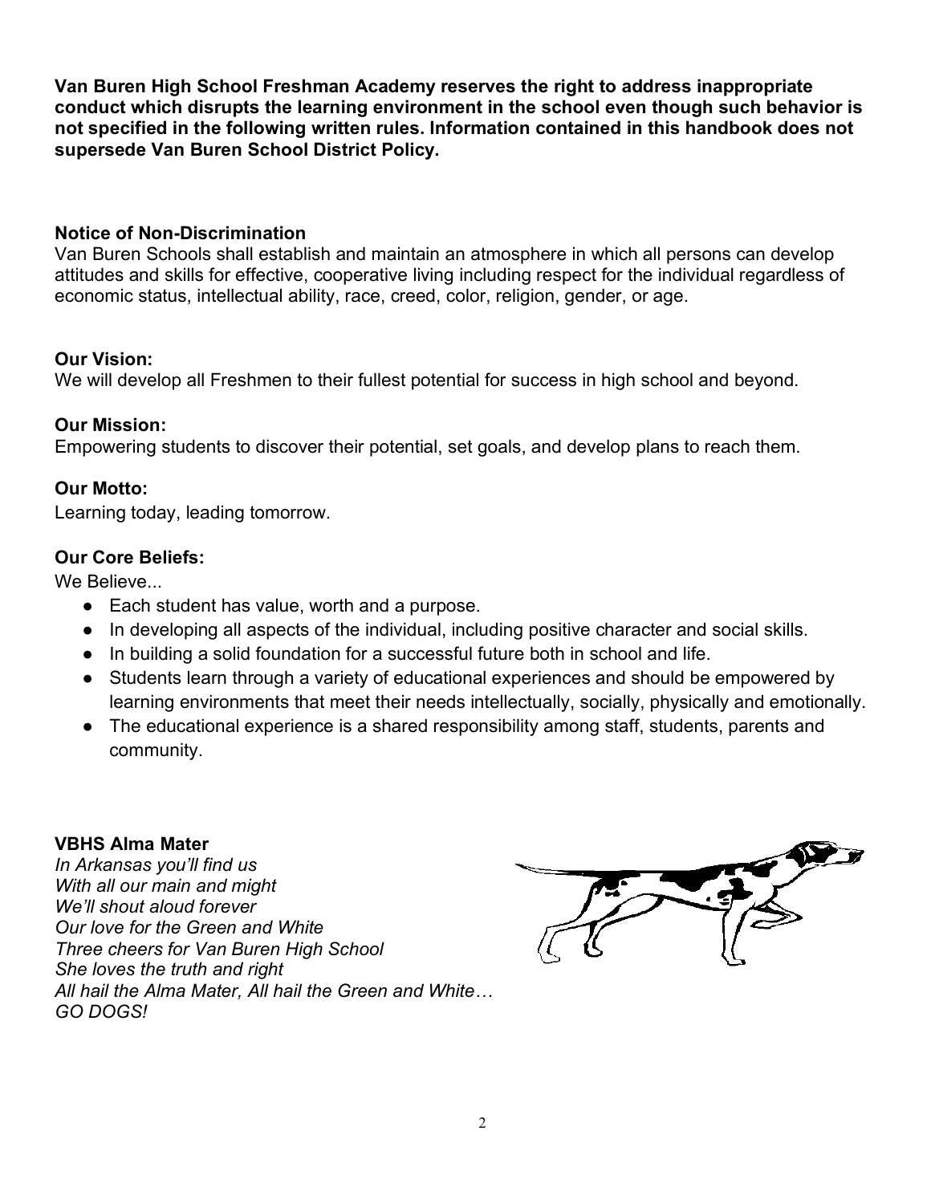**Van Buren High School Freshman Academy reserves the right to address inappropriate conduct which disrupts the learning environment in the school even though such behavior is not specified in the following written rules. Information contained in this handbook does not supersede Van Buren School District Policy.**

### Notice of Non-Discrimination

Van Buren Schools shall establish and maintain an atmosphere in which all persons can develop attitudes and skills for effective, cooperative living including respect for the individual regardless of economic status, intellectual ability, race, creed, color, religion, gender, or age.

### Our Vision:

We will develop all Freshmen to their fullest potential for success in high school and beyond.

### Our Mission:

Empowering students to discover their potential, set goals, and develop plans to reach them.

### Our Motto:

Learning today, leading tomorrow.

### Our Core Beliefs:

We Believe...

- Each student has value, worth and a purpose.
- In developing all aspects of the individual, including positive character and social skills.
- In building a solid foundation for a successful future both in school and life.
- Students learn through a variety of educational experiences and should be empowered by learning environments that meet their needs intellectually, socially, physically and emotionally.
- The educational experience is a shared responsibility among staff, students, parents and community.

### VBHS Alma Mater

*In Arkansas you'll find us*
*With all our main and might*
*We'll shout aloud forever*
*Our love for the Green and White*
*Three cheers for Van Buren High School*
*She loves the truth and right*
*All hail the Alma Mater, All hail the Green and White…*
*GO DOGS!*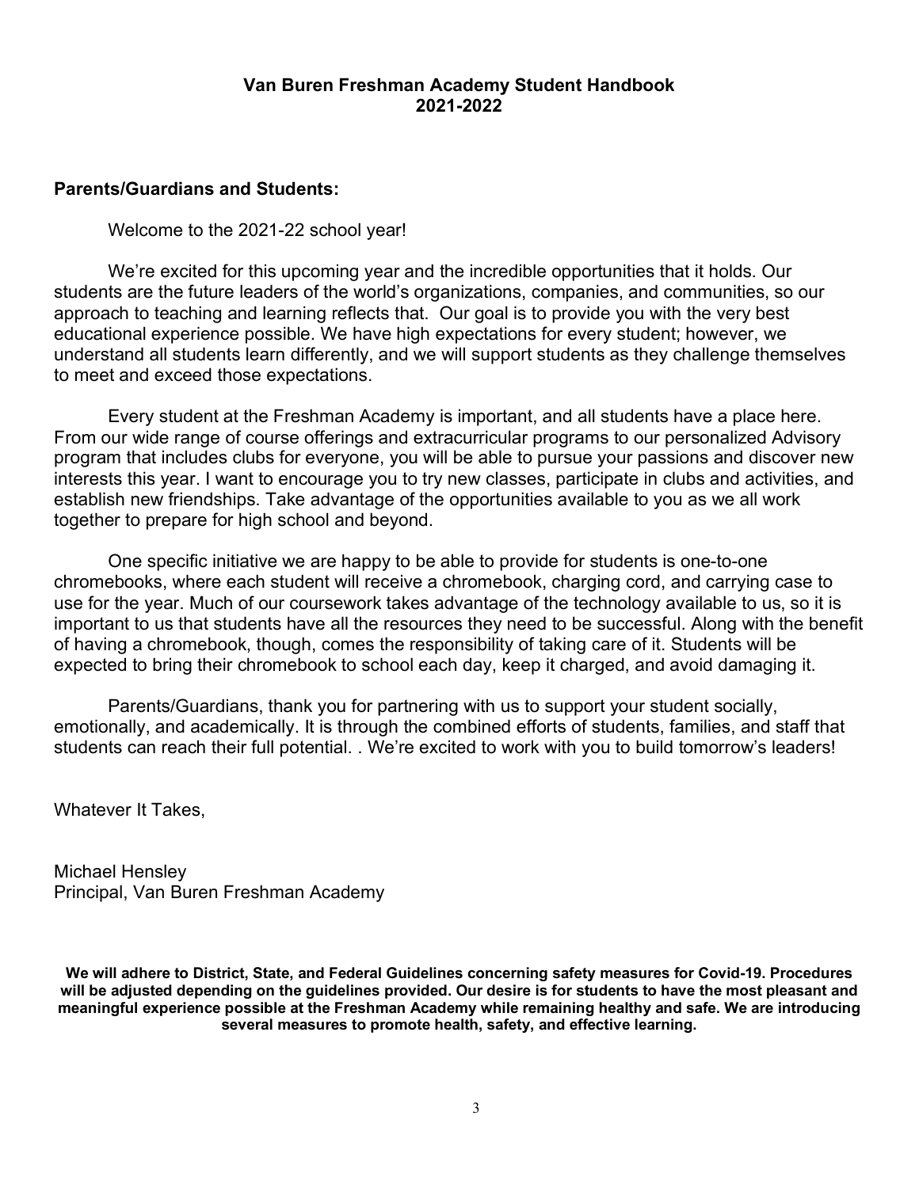**Van Buren Freshman Academy Student Handbook**
**2021-2022**

**Parents/Guardians and Students:**

Welcome to the 2021-22 school year!

We're excited for this upcoming year and the incredible opportunities that it holds. Our students are the future leaders of the world's organizations, companies, and communities, so our approach to teaching and learning reflects that. Our goal is to provide you with the very best educational experience possible. We have high expectations for every student; however, we understand all students learn differently, and we will support students as they challenge themselves to meet and exceed those expectations.

Every student at the Freshman Academy is important, and all students have a place here. From our wide range of course offerings and extracurricular programs to our personalized Advisory program that includes clubs for everyone, you will be able to pursue your passions and discover new interests this year. I want to encourage you to try new classes, participate in clubs and activities, and establish new friendships. Take advantage of the opportunities available to you as we all work together to prepare for high school and beyond.

One specific initiative we are happy to be able to provide for students is one-to-one chromebooks, where each student will receive a chromebook, charging cord, and carrying case to use for the year. Much of our coursework takes advantage of the technology available to us, so it is important to us that students have all the resources they need to be successful. Along with the benefit of having a chromebook, though, comes the responsibility of taking care of it. Students will be expected to bring their chromebook to school each day, keep it charged, and avoid damaging it.

Parents/Guardians, thank you for partnering with us to support your student socially, emotionally, and academically. It is through the combined efforts of students, families, and staff that students can reach their full potential. . We're excited to work with you to build tomorrow's leaders!

Whatever It Takes,

Michael Hensley
Principal, Van Buren Freshman Academy

**We will adhere to District, State, and Federal Guidelines concerning safety measures for Covid-19. Procedures will be adjusted depending on the guidelines provided. Our desire is for students to have the most pleasant and meaningful experience possible at the Freshman Academy while remaining healthy and safe. We are introducing several measures to promote health, safety, and effective learning.**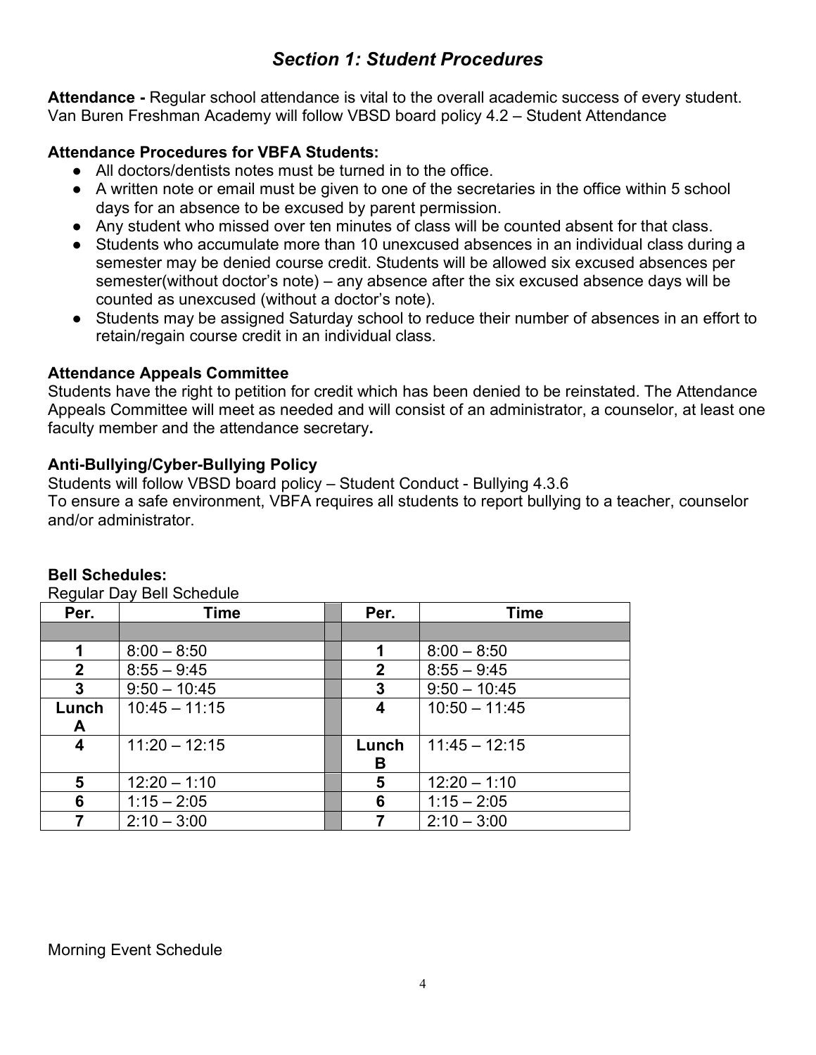## *Section 1: Student Procedures*

**Attendance -** Regular school attendance is vital to the overall academic success of every student. Van Buren Freshman Academy will follow VBSD board policy 4.2 – Student Attendance

**Attendance Procedures for VBFA Students:**

- All doctors/dentists notes must be turned in to the office.
- A written note or email must be given to one of the secretaries in the office within 5 school days for an absence to be excused by parent permission.
- Any student who missed over ten minutes of class will be counted absent for that class.
- Students who accumulate more than 10 unexcused absences in an individual class during a semester may be denied course credit. Students will be allowed six excused absences per semester(without doctor's note) – any absence after the six excused absence days will be counted as unexcused (without a doctor's note).
- Students may be assigned Saturday school to reduce their number of absences in an effort to retain/regain course credit in an individual class.

**Attendance Appeals Committee**

Students have the right to petition for credit which has been denied to be reinstated. The Attendance Appeals Committee will meet as needed and will consist of an administrator, a counselor, at least one faculty member and the attendance secretary**.**

**Anti-Bullying/Cyber-Bullying Policy**

Students will follow VBSD board policy – Student Conduct - Bullying 4.3.6

To ensure a safe environment, VBFA requires all students to report bullying to a teacher, counselor and/or administrator.

**Bell Schedules:**

Regular Day Bell Schedule

| Per. | Time | | Per. | Time |
|---|---|---|---|---|
| | | | | |
| **1** | 8:00 – 8:50 | | **1** | 8:00 – 8:50 |
| **2** | 8:55 – 9:45 | | **2** | 8:55 – 9:45 |
| **3** | 9:50 – 10:45 | | **3** | 9:50 – 10:45 |
| **Lunch A** | 10:45 – 11:15 | | **4** | 10:50 – 11:45 |
| **4** | 11:20 – 12:15 | | **Lunch B** | 11:45 – 12:15 |
| **5** | 12:20 – 1:10 | | **5** | 12:20 – 1:10 |
| **6** | 1:15 – 2:05 | | **6** | 1:15 – 2:05 |
| **7** | 2:10 – 3:00 | | **7** | 2:10 – 3:00 |

Morning Event Schedule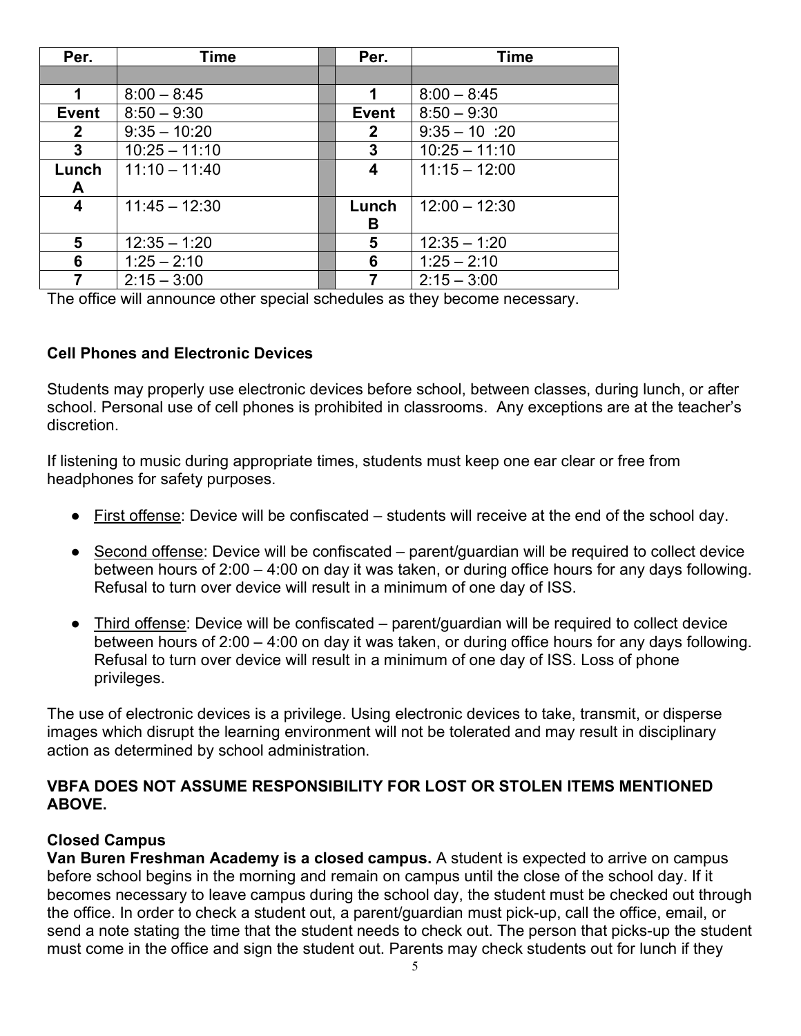| Per. | Time | | Per. | Time |
|---|---|---|---|---|
| | | | | |
| **1** | 8:00 – 8:45 | | **1** | 8:00 – 8:45 |
| **Event** | 8:50 – 9:30 | | **Event** | 8:50 – 9:30 |
| **2** | 9:35 – 10:20 | | **2** | 9:35 – 10 :20 |
| **3** | 10:25 – 11:10 | | **3** | 10:25 – 11:10 |
| **Lunch A** | 11:10 – 11:40 | | **4** | 11:15 – 12:00 |
| **4** | 11:45 – 12:30 | | **Lunch B** | 12:00 – 12:30 |
| **5** | 12:35 – 1:20 | | **5** | 12:35 – 1:20 |
| **6** | 1:25 – 2:10 | | **6** | 1:25 – 2:10 |
| **7** | 2:15 – 3:00 | | **7** | 2:15 – 3:00 |

The office will announce other special schedules as they become necessary.

### Cell Phones and Electronic Devices

Students may properly use electronic devices before school, between classes, during lunch, or after school. Personal use of cell phones is prohibited in classrooms. Any exceptions are at the teacher's discretion.

If listening to music during appropriate times, students must keep one ear clear or free from headphones for safety purposes.

- First offense: Device will be confiscated – students will receive at the end of the school day.
- Second offense: Device will be confiscated – parent/guardian will be required to collect device between hours of 2:00 – 4:00 on day it was taken, or during office hours for any days following. Refusal to turn over device will result in a minimum of one day of ISS.
- Third offense: Device will be confiscated – parent/guardian will be required to collect device between hours of 2:00 – 4:00 on day it was taken, or during office hours for any days following. Refusal to turn over device will result in a minimum of one day of ISS. Loss of phone privileges.

The use of electronic devices is a privilege. Using electronic devices to take, transmit, or disperse images which disrupt the learning environment will not be tolerated and may result in disciplinary action as determined by school administration.

**VBFA DOES NOT ASSUME RESPONSIBILITY FOR LOST OR STOLEN ITEMS MENTIONED ABOVE.**

### Closed Campus

**Van Buren Freshman Academy is a closed campus.** A student is expected to arrive on campus before school begins in the morning and remain on campus until the close of the school day. If it becomes necessary to leave campus during the school day, the student must be checked out through the office. In order to check a student out, a parent/guardian must pick-up, call the office, email, or send a note stating the time that the student needs to check out. The person that picks-up the student must come in the office and sign the student out. Parents may check students out for lunch if they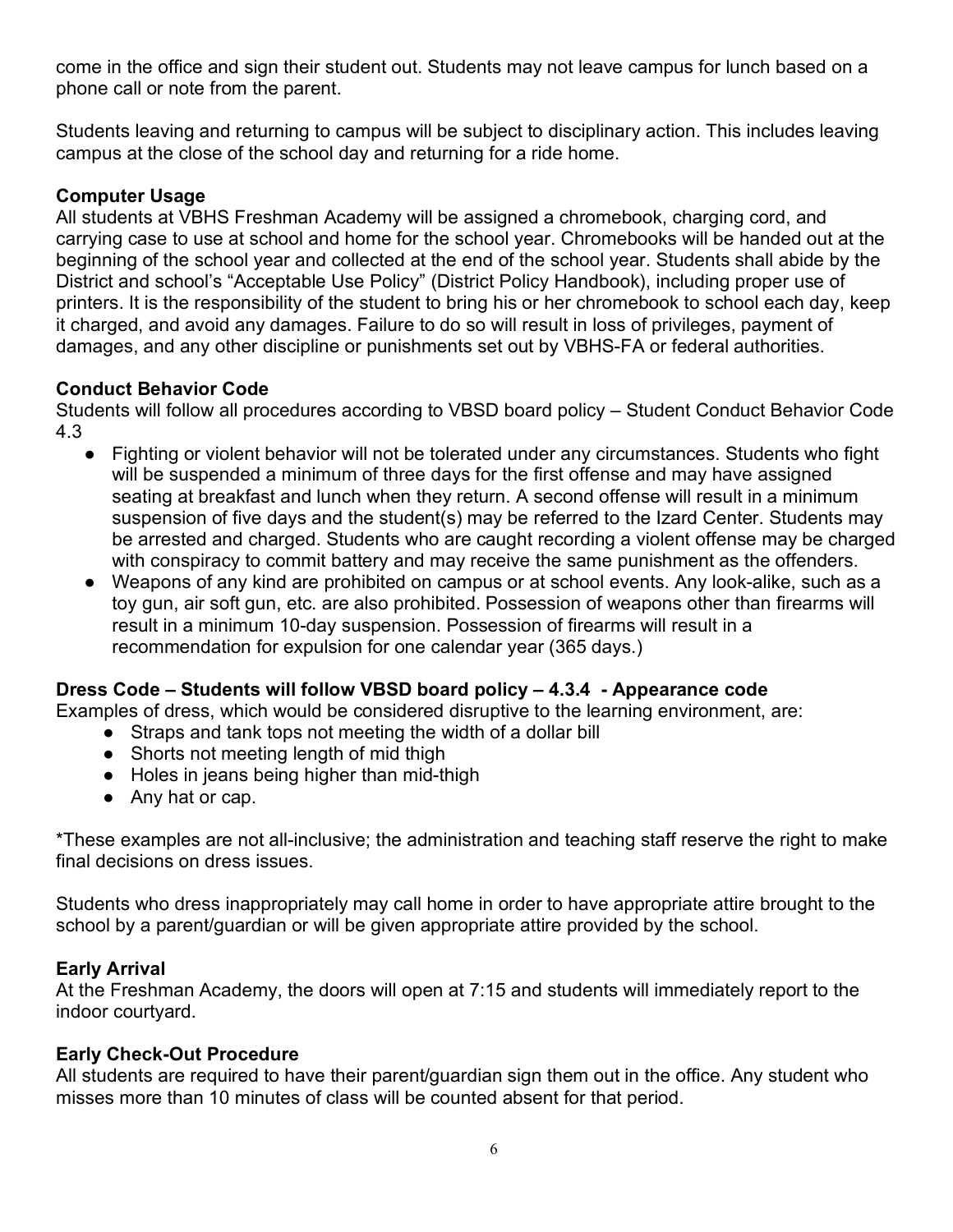come in the office and sign their student out. Students may not leave campus for lunch based on a phone call or note from the parent.

Students leaving and returning to campus will be subject to disciplinary action. This includes leaving campus at the close of the school day and returning for a ride home.

**Computer Usage**

All students at VBHS Freshman Academy will be assigned a chromebook, charging cord, and carrying case to use at school and home for the school year. Chromebooks will be handed out at the beginning of the school year and collected at the end of the school year. Students shall abide by the District and school's "Acceptable Use Policy" (District Policy Handbook), including proper use of printers. It is the responsibility of the student to bring his or her chromebook to school each day, keep it charged, and avoid any damages. Failure to do so will result in loss of privileges, payment of damages, and any other discipline or punishments set out by VBHS-FA or federal authorities.

**Conduct Behavior Code**

Students will follow all procedures according to VBSD board policy – Student Conduct Behavior Code 4.3

- Fighting or violent behavior will not be tolerated under any circumstances. Students who fight will be suspended a minimum of three days for the first offense and may have assigned seating at breakfast and lunch when they return. A second offense will result in a minimum suspension of five days and the student(s) may be referred to the Izard Center. Students may be arrested and charged. Students who are caught recording a violent offense may be charged with conspiracy to commit battery and may receive the same punishment as the offenders.
- Weapons of any kind are prohibited on campus or at school events. Any look-alike, such as a toy gun, air soft gun, etc. are also prohibited. Possession of weapons other than firearms will result in a minimum 10-day suspension. Possession of firearms will result in a recommendation for expulsion for one calendar year (365 days.)

**Dress Code – Students will follow VBSD board policy – 4.3.4 - Appearance code**

Examples of dress, which would be considered disruptive to the learning environment, are:

- Straps and tank tops not meeting the width of a dollar bill
- Shorts not meeting length of mid thigh
- Holes in jeans being higher than mid-thigh
- Any hat or cap.

*These examples are not all-inclusive; the administration and teaching staff reserve the right to make final decisions on dress issues.

Students who dress inappropriately may call home in order to have appropriate attire brought to the school by a parent/guardian or will be given appropriate attire provided by the school.

**Early Arrival**

At the Freshman Academy, the doors will open at 7:15 and students will immediately report to the indoor courtyard.

**Early Check-Out Procedure**

All students are required to have their parent/guardian sign them out in the office. Any student who misses more than 10 minutes of class will be counted absent for that period.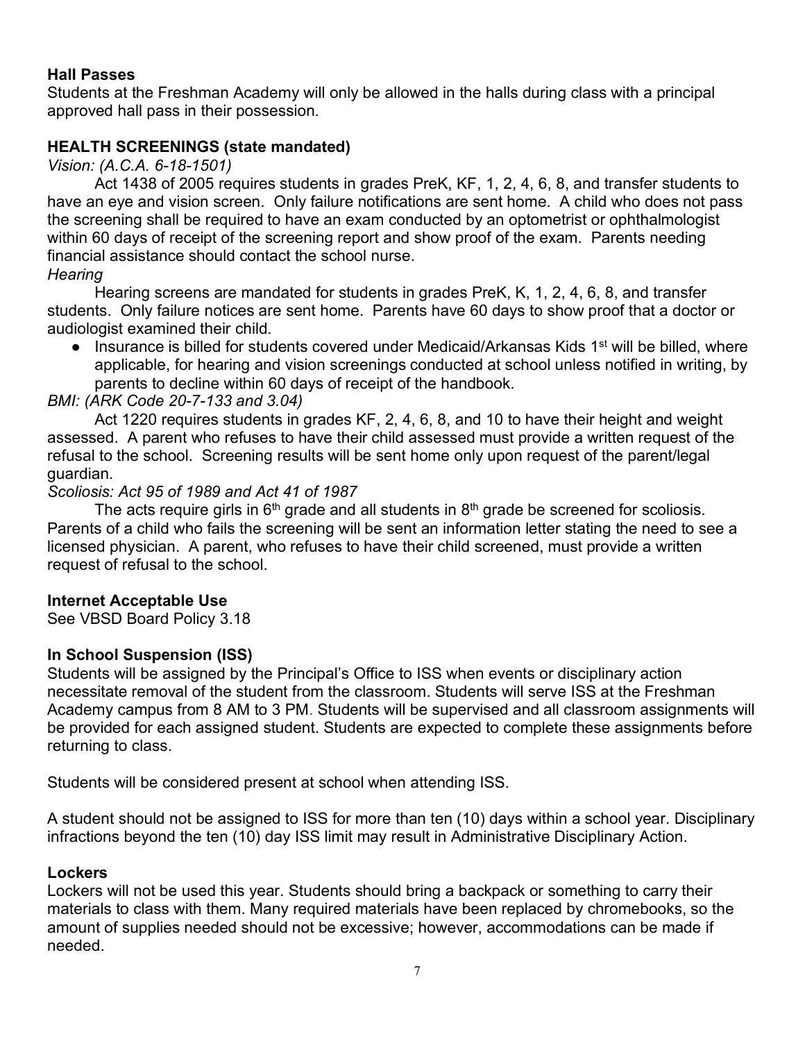**Hall Passes**

Students at the Freshman Academy will only be allowed in the halls during class with a principal approved hall pass in their possession.

**HEALTH SCREENINGS (state mandated)**

*Vision: (A.C.A. 6-18-1501)*

Act 1438 of 2005 requires students in grades PreK, KF, 1, 2, 4, 6, 8, and transfer students to have an eye and vision screen. Only failure notifications are sent home. A child who does not pass the screening shall be required to have an exam conducted by an optometrist or ophthalmologist within 60 days of receipt of the screening report and show proof of the exam. Parents needing financial assistance should contact the school nurse.

*Hearing*

Hearing screens are mandated for students in grades PreK, K, 1, 2, 4, 6, 8, and transfer students. Only failure notices are sent home. Parents have 60 days to show proof that a doctor or audiologist examined their child.

- Insurance is billed for students covered under Medicaid/Arkansas Kids 1st will be billed, where applicable, for hearing and vision screenings conducted at school unless notified in writing, by parents to decline within 60 days of receipt of the handbook.

*BMI: (ARK Code 20-7-133 and 3.04)*

Act 1220 requires students in grades KF, 2, 4, 6, 8, and 10 to have their height and weight assessed. A parent who refuses to have their child assessed must provide a written request of the refusal to the school. Screening results will be sent home only upon request of the parent/legal guardian.

*Scoliosis: Act 95 of 1989 and Act 41 of 1987*

The acts require girls in 6th grade and all students in 8th grade be screened for scoliosis. Parents of a child who fails the screening will be sent an information letter stating the need to see a licensed physician. A parent, who refuses to have their child screened, must provide a written request of refusal to the school.

**Internet Acceptable Use**

See VBSD Board Policy 3.18

**In School Suspension (ISS)**

Students will be assigned by the Principal's Office to ISS when events or disciplinary action necessitate removal of the student from the classroom. Students will serve ISS at the Freshman Academy campus from 8 AM to 3 PM. Students will be supervised and all classroom assignments will be provided for each assigned student. Students are expected to complete these assignments before returning to class.

Students will be considered present at school when attending ISS.

A student should not be assigned to ISS for more than ten (10) days within a school year. Disciplinary infractions beyond the ten (10) day ISS limit may result in Administrative Disciplinary Action.

**Lockers**

Lockers will not be used this year. Students should bring a backpack or something to carry their materials to class with them. Many required materials have been replaced by chromebooks, so the amount of supplies needed should not be excessive; however, accommodations can be made if needed.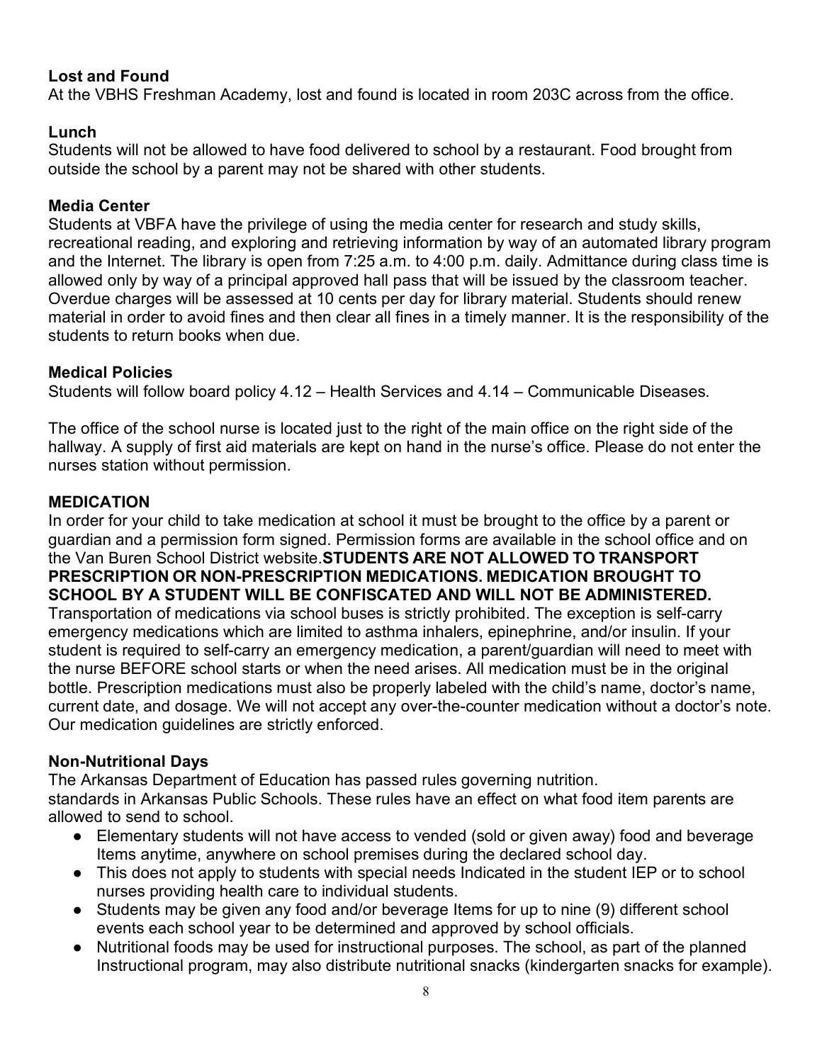**Lost and Found**

At the VBHS Freshman Academy, lost and found is located in room 203C across from the office.

**Lunch**

Students will not be allowed to have food delivered to school by a restaurant. Food brought from outside the school by a parent may not be shared with other students.

**Media Center**

Students at VBFA have the privilege of using the media center for research and study skills, recreational reading, and exploring and retrieving information by way of an automated library program and the Internet. The library is open from 7:25 a.m. to 4:00 p.m. daily. Admittance during class time is allowed only by way of a principal approved hall pass that will be issued by the classroom teacher. Overdue charges will be assessed at 10 cents per day for library material. Students should renew material in order to avoid fines and then clear all fines in a timely manner. It is the responsibility of the students to return books when due.

**Medical Policies**

Students will follow board policy 4.12 – Health Services and 4.14 – Communicable Diseases.

The office of the school nurse is located just to the right of the main office on the right side of the hallway. A supply of first aid materials are kept on hand in the nurse's office. Please do not enter the nurses station without permission.

**MEDICATION**

In order for your child to take medication at school it must be brought to the office by a parent or guardian and a permission form signed. Permission forms are available in the school office and on the Van Buren School District website.**STUDENTS ARE NOT ALLOWED TO TRANSPORT PRESCRIPTION OR NON-PRESCRIPTION MEDICATIONS. MEDICATION BROUGHT TO SCHOOL BY A STUDENT WILL BE CONFISCATED AND WILL NOT BE ADMINISTERED.** Transportation of medications via school buses is strictly prohibited. The exception is self-carry emergency medications which are limited to asthma inhalers, epinephrine, and/or insulin. If your student is required to self-carry an emergency medication, a parent/guardian will need to meet with the nurse BEFORE school starts or when the need arises. All medication must be in the original bottle. Prescription medications must also be properly labeled with the child's name, doctor's name, current date, and dosage. We will not accept any over-the-counter medication without a doctor's note. Our medication guidelines are strictly enforced.

**Non-Nutritional Days**

The Arkansas Department of Education has passed rules governing nutrition.
standards in Arkansas Public Schools. These rules have an effect on what food item parents are allowed to send to school.

- Elementary students will not have access to vended (sold or given away) food and beverage Items anytime, anywhere on school premises during the declared school day.
- This does not apply to students with special needs Indicated in the student IEP or to school nurses providing health care to individual students.
- Students may be given any food and/or beverage Items for up to nine (9) different school events each school year to be determined and approved by school officials.
- Nutritional foods may be used for instructional purposes. The school, as part of the planned Instructional program, may also distribute nutritional snacks (kindergarten snacks for example).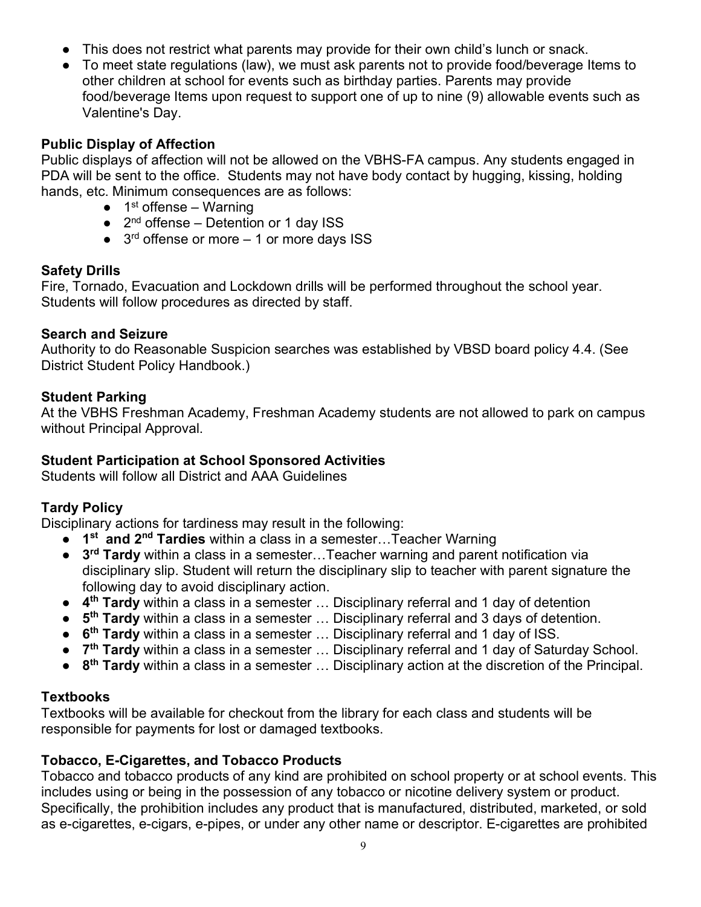- This does not restrict what parents may provide for their own child's lunch or snack.
- To meet state regulations (law), we must ask parents not to provide food/beverage Items to other children at school for events such as birthday parties. Parents may provide food/beverage Items upon request to support one of up to nine (9) allowable events such as Valentine's Day.

**Public Display of Affection**

Public displays of affection will not be allowed on the VBHS-FA campus. Any students engaged in PDA will be sent to the office. Students may not have body contact by hugging, kissing, holding hands, etc. Minimum consequences are as follows:

- 1st offense – Warning
- 2nd offense – Detention or 1 day ISS
- 3rd offense or more – 1 or more days ISS

**Safety Drills**

Fire, Tornado, Evacuation and Lockdown drills will be performed throughout the school year. Students will follow procedures as directed by staff.

**Search and Seizure**

Authority to do Reasonable Suspicion searches was established by VBSD board policy 4.4. (See District Student Policy Handbook.)

**Student Parking**

At the VBHS Freshman Academy, Freshman Academy students are not allowed to park on campus without Principal Approval.

**Student Participation at School Sponsored Activities**

Students will follow all District and AAA Guidelines

**Tardy Policy**

Disciplinary actions for tardiness may result in the following:

- **1st and 2nd Tardies** within a class in a semester…Teacher Warning
- **3rd Tardy** within a class in a semester…Teacher warning and parent notification via disciplinary slip. Student will return the disciplinary slip to teacher with parent signature the following day to avoid disciplinary action.
- **4th Tardy** within a class in a semester … Disciplinary referral and 1 day of detention
- **5th Tardy** within a class in a semester … Disciplinary referral and 3 days of detention.
- **6th Tardy** within a class in a semester … Disciplinary referral and 1 day of ISS.
- **7th Tardy** within a class in a semester … Disciplinary referral and 1 day of Saturday School.
- **8th Tardy** within a class in a semester … Disciplinary action at the discretion of the Principal.

**Textbooks**

Textbooks will be available for checkout from the library for each class and students will be responsible for payments for lost or damaged textbooks.

**Tobacco, E-Cigarettes, and Tobacco Products**

Tobacco and tobacco products of any kind are prohibited on school property or at school events. This includes using or being in the possession of any tobacco or nicotine delivery system or product. Specifically, the prohibition includes any product that is manufactured, distributed, marketed, or sold as e-cigarettes, e-cigars, e-pipes, or under any other name or descriptor. E-cigarettes are prohibited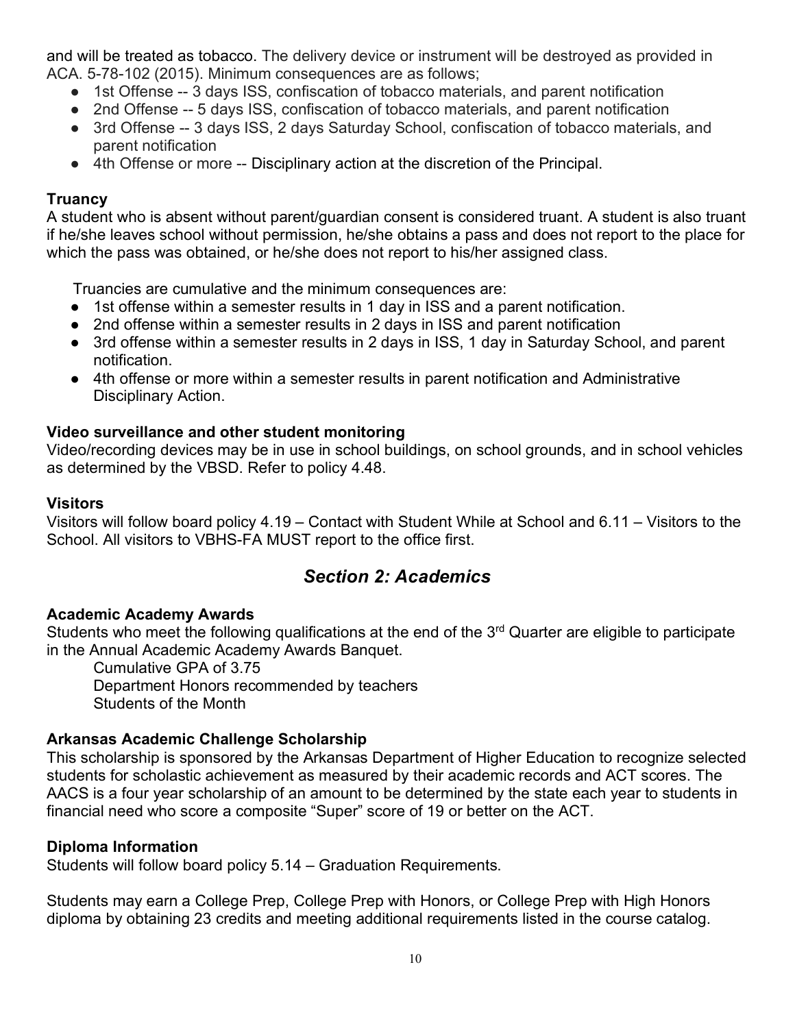and will be treated as tobacco. The delivery device or instrument will be destroyed as provided in ACA. 5-78-102 (2015). Minimum consequences are as follows;

- 1st Offense -- 3 days ISS, confiscation of tobacco materials, and parent notification
- 2nd Offense -- 5 days ISS, confiscation of tobacco materials, and parent notification
- 3rd Offense -- 3 days ISS, 2 days Saturday School, confiscation of tobacco materials, and parent notification
- 4th Offense or more -- Disciplinary action at the discretion of the Principal.

**Truancy**

A student who is absent without parent/guardian consent is considered truant. A student is also truant if he/she leaves school without permission, he/she obtains a pass and does not report to the place for which the pass was obtained, or he/she does not report to his/her assigned class.

Truancies are cumulative and the minimum consequences are:

- 1st offense within a semester results in 1 day in ISS and a parent notification.
- 2nd offense within a semester results in 2 days in ISS and parent notification
- 3rd offense within a semester results in 2 days in ISS, 1 day in Saturday School, and parent notification.
- 4th offense or more within a semester results in parent notification and Administrative Disciplinary Action.

**Video surveillance and other student monitoring**

Video/recording devices may be in use in school buildings, on school grounds, and in school vehicles as determined by the VBSD. Refer to policy 4.48.

**Visitors**

Visitors will follow board policy 4.19 – Contact with Student While at School and 6.11 – Visitors to the School. All visitors to VBHS-FA MUST report to the office first.

## *Section 2: Academics*

**Academic Academy Awards**

Students who meet the following qualifications at the end of the 3rd Quarter are eligible to participate in the Annual Academic Academy Awards Banquet.

Cumulative GPA of 3.75
Department Honors recommended by teachers
Students of the Month

**Arkansas Academic Challenge Scholarship**

This scholarship is sponsored by the Arkansas Department of Higher Education to recognize selected students for scholastic achievement as measured by their academic records and ACT scores. The AACS is a four year scholarship of an amount to be determined by the state each year to students in financial need who score a composite "Super" score of 19 or better on the ACT.

**Diploma Information**

Students will follow board policy 5.14 – Graduation Requirements.

Students may earn a College Prep, College Prep with Honors, or College Prep with High Honors diploma by obtaining 23 credits and meeting additional requirements listed in the course catalog.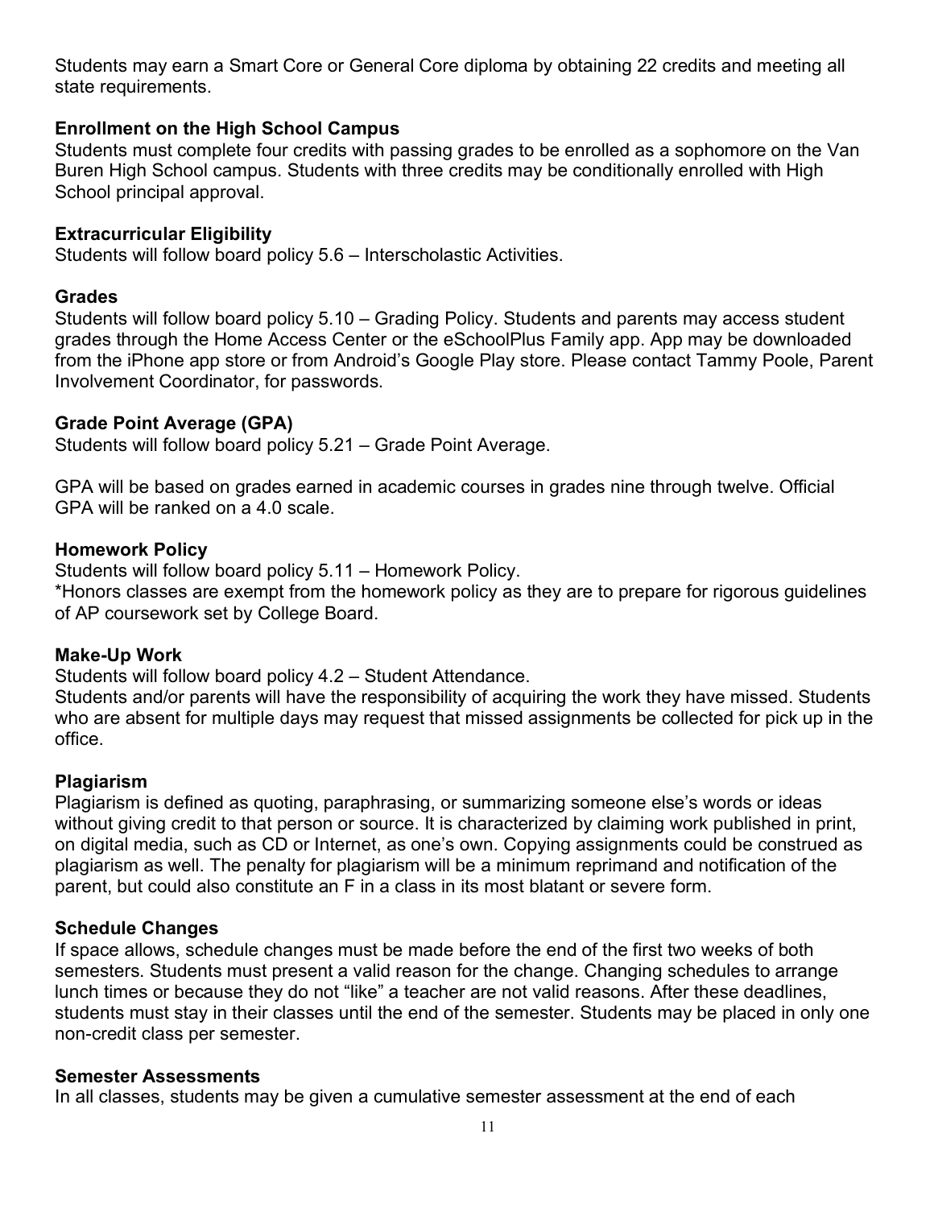Students may earn a Smart Core or General Core diploma by obtaining 22 credits and meeting all state requirements.

### Enrollment on the High School Campus

Students must complete four credits with passing grades to be enrolled as a sophomore on the Van Buren High School campus. Students with three credits may be conditionally enrolled with High School principal approval.

### Extracurricular Eligibility

Students will follow board policy 5.6 – Interscholastic Activities.

### Grades

Students will follow board policy 5.10 – Grading Policy. Students and parents may access student grades through the Home Access Center or the eSchoolPlus Family app. App may be downloaded from the iPhone app store or from Android's Google Play store. Please contact Tammy Poole, Parent Involvement Coordinator, for passwords.

### Grade Point Average (GPA)

Students will follow board policy 5.21 – Grade Point Average.

GPA will be based on grades earned in academic courses in grades nine through twelve. Official GPA will be ranked on a 4.0 scale.

### Homework Policy

Students will follow board policy 5.11 – Homework Policy.
*Honors classes are exempt from the homework policy as they are to prepare for rigorous guidelines of AP coursework set by College Board.

### Make-Up Work

Students will follow board policy 4.2 – Student Attendance.
Students and/or parents will have the responsibility of acquiring the work they have missed. Students who are absent for multiple days may request that missed assignments be collected for pick up in the office.

### Plagiarism

Plagiarism is defined as quoting, paraphrasing, or summarizing someone else's words or ideas without giving credit to that person or source. It is characterized by claiming work published in print, on digital media, such as CD or Internet, as one's own. Copying assignments could be construed as plagiarism as well. The penalty for plagiarism will be a minimum reprimand and notification of the parent, but could also constitute an F in a class in its most blatant or severe form.

### Schedule Changes

If space allows, schedule changes must be made before the end of the first two weeks of both semesters. Students must present a valid reason for the change. Changing schedules to arrange lunch times or because they do not "like" a teacher are not valid reasons. After these deadlines, students must stay in their classes until the end of the semester. Students may be placed in only one non-credit class per semester.

### Semester Assessments

In all classes, students may be given a cumulative semester assessment at the end of each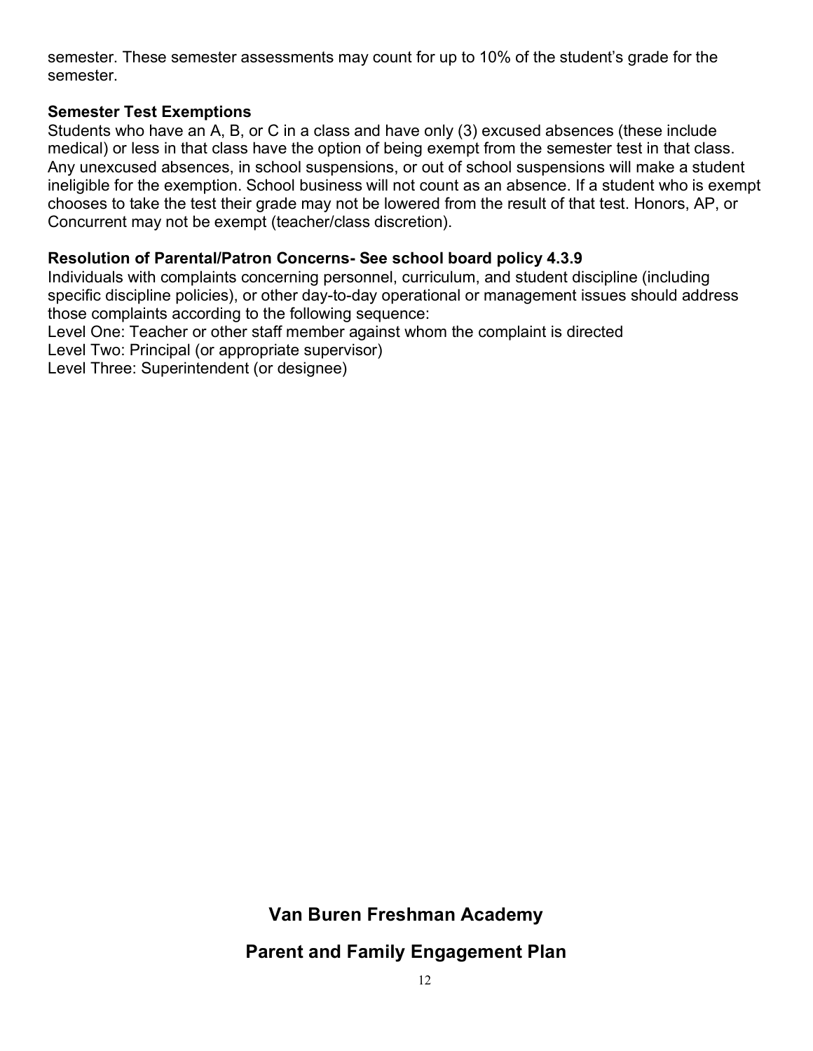semester. These semester assessments may count for up to 10% of the student's grade for the semester.

**Semester Test Exemptions**

Students who have an A, B, or C in a class and have only (3) excused absences (these include medical) or less in that class have the option of being exempt from the semester test in that class. Any unexcused absences, in school suspensions, or out of school suspensions will make a student ineligible for the exemption. School business will not count as an absence. If a student who is exempt chooses to take the test their grade may not be lowered from the result of that test. Honors, AP, or Concurrent may not be exempt (teacher/class discretion).

**Resolution of Parental/Patron Concerns- See school board policy 4.3.9**

Individuals with complaints concerning personnel, curriculum, and student discipline (including specific discipline policies), or other day-to-day operational or management issues should address those complaints according to the following sequence:

Level One: Teacher or other staff member against whom the complaint is directed
Level Two: Principal (or appropriate supervisor)
Level Three: Superintendent (or designee)

## Van Buren Freshman Academy

## Parent and Family Engagement Plan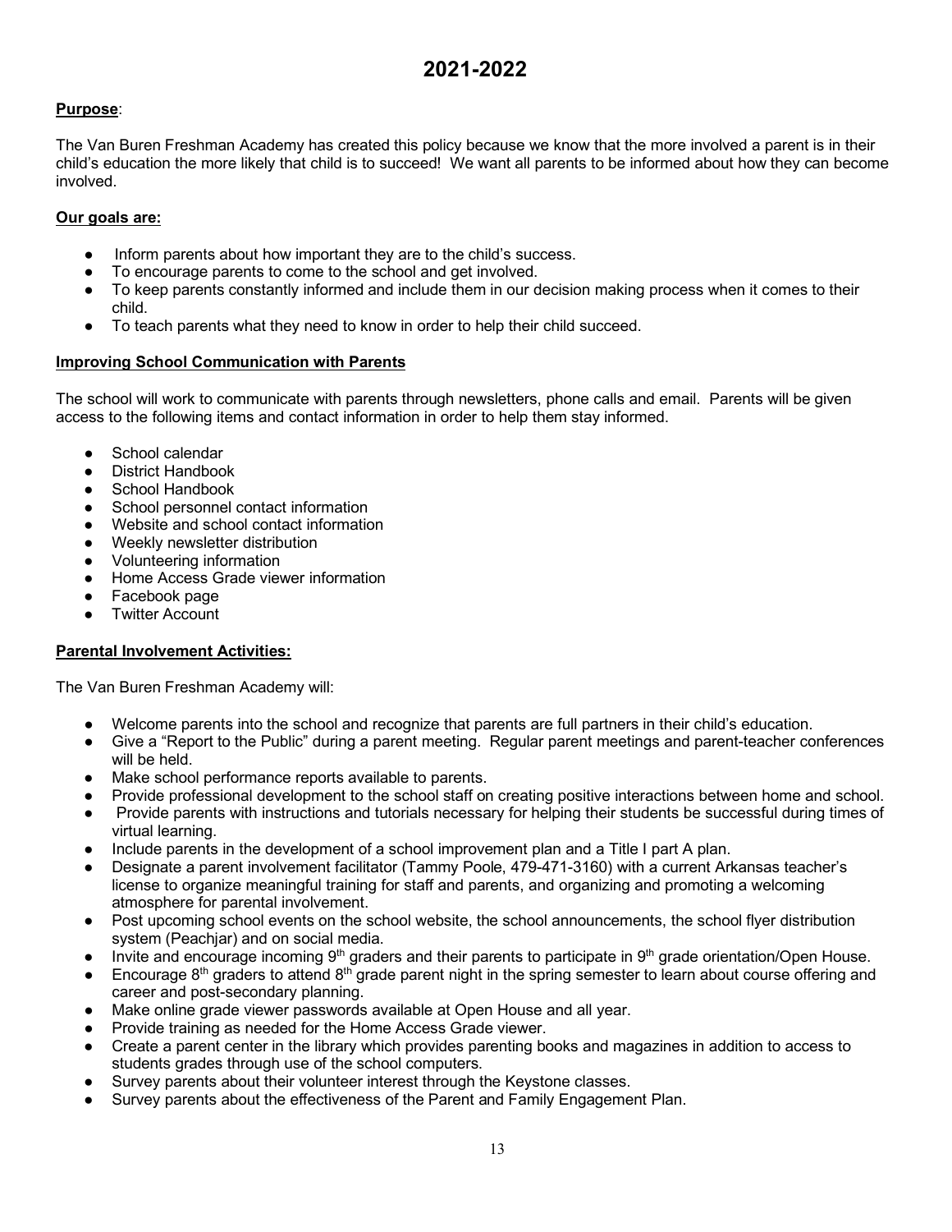# 2021-2022

**Purpose**:

The Van Buren Freshman Academy has created this policy because we know that the more involved a parent is in their child's education the more likely that child is to succeed! We want all parents to be informed about how they can become involved.

**Our goals are:**

- Inform parents about how important they are to the child's success.
- To encourage parents to come to the school and get involved.
- To keep parents constantly informed and include them in our decision making process when it comes to their child.
- To teach parents what they need to know in order to help their child succeed.

**Improving School Communication with Parents**

The school will work to communicate with parents through newsletters, phone calls and email. Parents will be given access to the following items and contact information in order to help them stay informed.

- School calendar
- District Handbook
- School Handbook
- School personnel contact information
- Website and school contact information
- Weekly newsletter distribution
- Volunteering information
- Home Access Grade viewer information
- Facebook page
- Twitter Account

**Parental Involvement Activities:**

The Van Buren Freshman Academy will:

- Welcome parents into the school and recognize that parents are full partners in their child's education.
- Give a "Report to the Public" during a parent meeting. Regular parent meetings and parent-teacher conferences will be held.
- Make school performance reports available to parents.
- Provide professional development to the school staff on creating positive interactions between home and school.
- Provide parents with instructions and tutorials necessary for helping their students be successful during times of virtual learning.
- Include parents in the development of a school improvement plan and a Title I part A plan.
- Designate a parent involvement facilitator (Tammy Poole, 479-471-3160) with a current Arkansas teacher's license to organize meaningful training for staff and parents, and organizing and promoting a welcoming atmosphere for parental involvement.
- Post upcoming school events on the school website, the school announcements, the school flyer distribution system (Peachjar) and on social media.
- Invite and encourage incoming 9th graders and their parents to participate in 9th grade orientation/Open House.
- Encourage 8th graders to attend 8th grade parent night in the spring semester to learn about course offering and career and post-secondary planning.
- Make online grade viewer passwords available at Open House and all year.
- Provide training as needed for the Home Access Grade viewer.
- Create a parent center in the library which provides parenting books and magazines in addition to access to students grades through use of the school computers.
- Survey parents about their volunteer interest through the Keystone classes.
- Survey parents about the effectiveness of the Parent and Family Engagement Plan.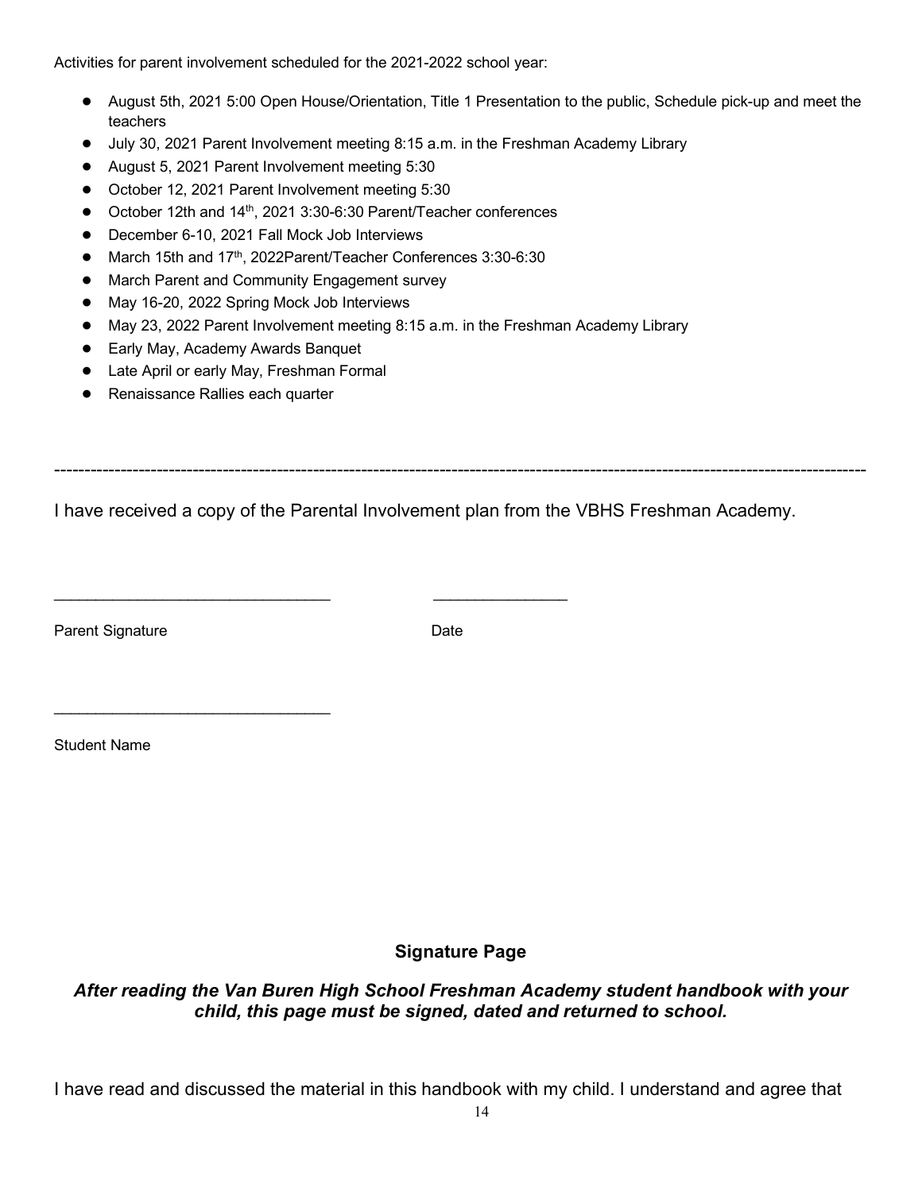Activities for parent involvement scheduled for the 2021-2022 school year:

- August 5th, 2021 5:00 Open House/Orientation, Title 1 Presentation to the public, Schedule pick-up and meet the teachers
- July 30, 2021 Parent Involvement meeting 8:15 a.m. in the Freshman Academy Library
- August 5, 2021 Parent Involvement meeting 5:30
- October 12, 2021 Parent Involvement meeting 5:30
- October 12th and 14th, 2021 3:30-6:30 Parent/Teacher conferences
- December 6-10, 2021 Fall Mock Job Interviews
- March 15th and 17th, 2022Parent/Teacher Conferences 3:30-6:30
- March Parent and Community Engagement survey
- May 16-20, 2022 Spring Mock Job Interviews
- May 23, 2022 Parent Involvement meeting 8:15 a.m. in the Freshman Academy Library
- Early May, Academy Awards Banquet
- Late April or early May, Freshman Formal
- Renaissance Rallies each quarter

---

I have received a copy of the Parental Involvement plan from the VBHS Freshman Academy.

________________________________ ________________

Parent Signature Date

________________________________

Student Name

## Signature Page

***After reading the Van Buren High School Freshman Academy student handbook with your child, this page must be signed, dated and returned to school.***

I have read and discussed the material in this handbook with my child. I understand and agree that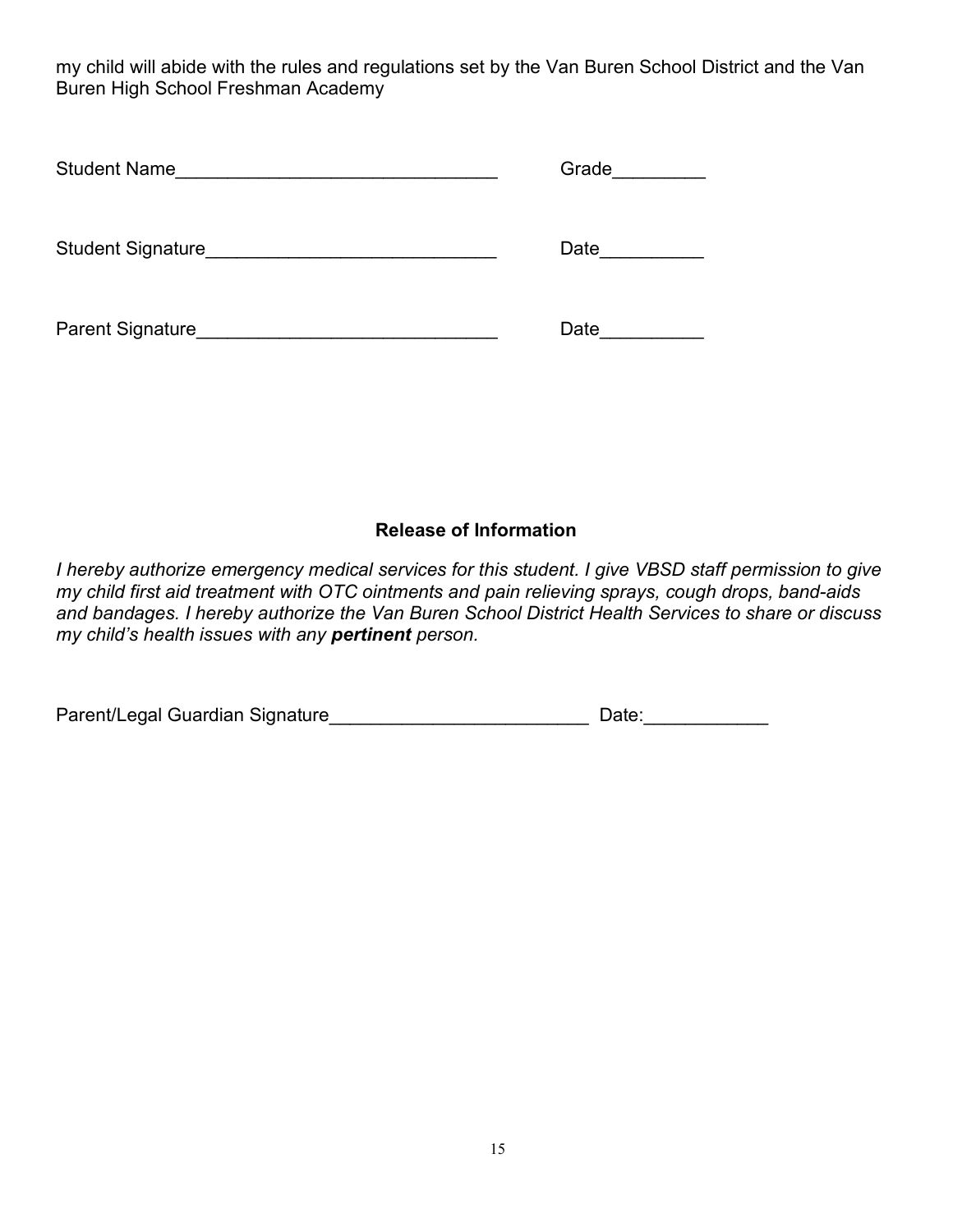my child will abide with the rules and regulations set by the Van Buren School District and the Van Buren High School Freshman Academy

Student Name_______________________________ Grade_________

Student Signature____________________________ Date__________

Parent Signature_____________________________ Date__________

**Release of Information**

*I hereby authorize emergency medical services for this student. I give VBSD staff permission to give my child first aid treatment with OTC ointments and pain relieving sprays, cough drops, band-aids and bandages. I hereby authorize the Van Buren School District Health Services to share or discuss my child's health issues with any **pertinent** person.*

Parent/Legal Guardian Signature_________________________ Date:____________